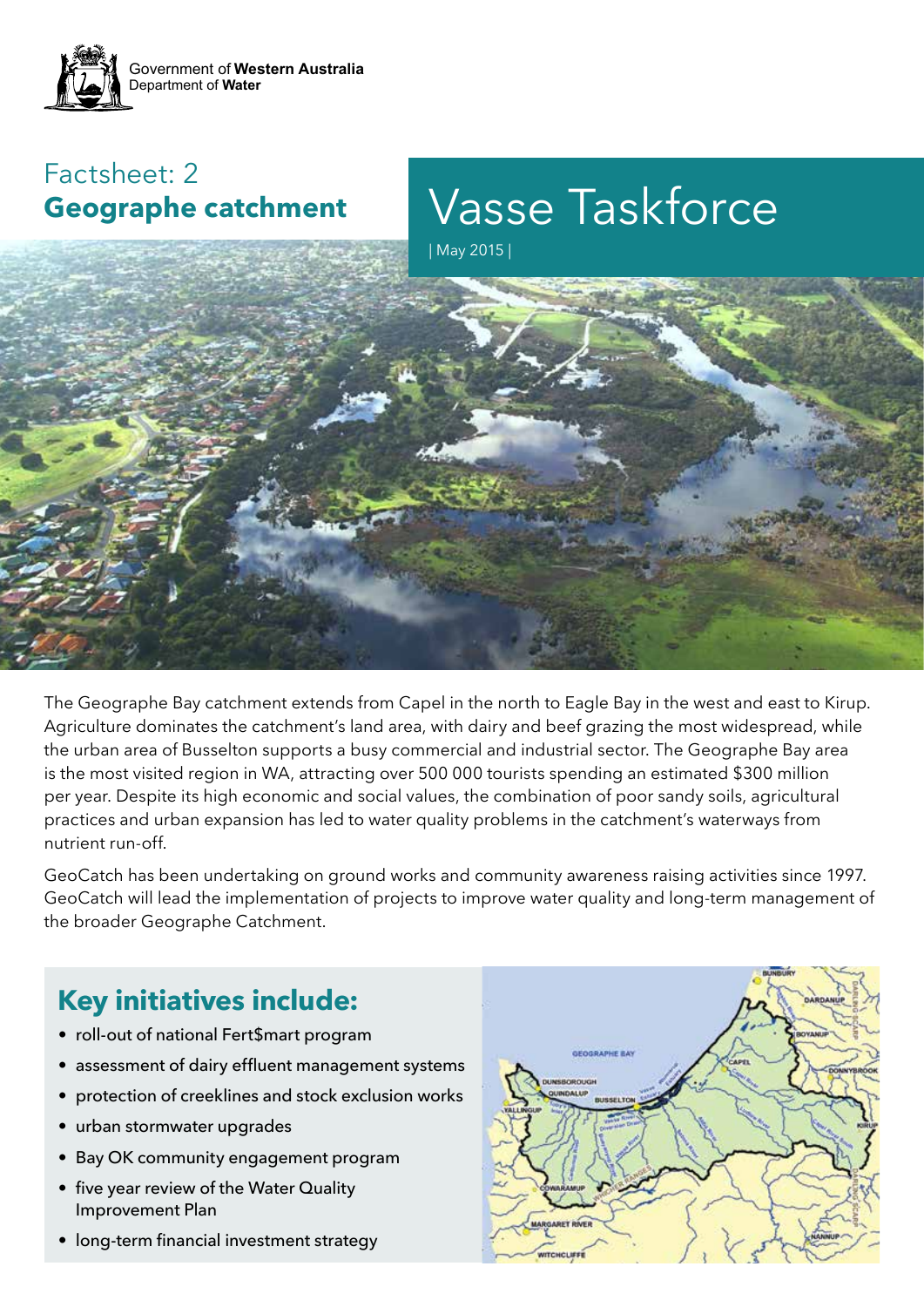Government of **Western Australia**
Department of **Water**

# Vasse Taskforce

| May 2015 |

## Factsheet: 2
## Geographe catchment

The Geographe Bay catchment extends from Capel in the north to Eagle Bay in the west and east to Kirup. Agriculture dominates the catchment's land area, with dairy and beef grazing the most widespread, while the urban area of Busselton supports a busy commercial and industrial sector. The Geographe Bay area is the most visited region in WA, attracting over 500 000 tourists spending an estimated $300 million per year. Despite its high economic and social values, the combination of poor sandy soils, agricultural practices and urban expansion has led to water quality problems in the catchment's waterways from nutrient run-off.

GeoCatch has been undertaking on ground works and community awareness raising activities since 1997. GeoCatch will lead the implementation of projects to improve water quality and long-term management of the broader Geographe Catchment.

## Key initiatives include:

- roll-out of national Fert$mart program
- assessment of dairy effluent management systems
- protection of creeklines and stock exclusion works
- urban stormwater upgrades
- Bay OK community engagement program
- five year review of the Water Quality Improvement Plan
- long-term financial investment strategy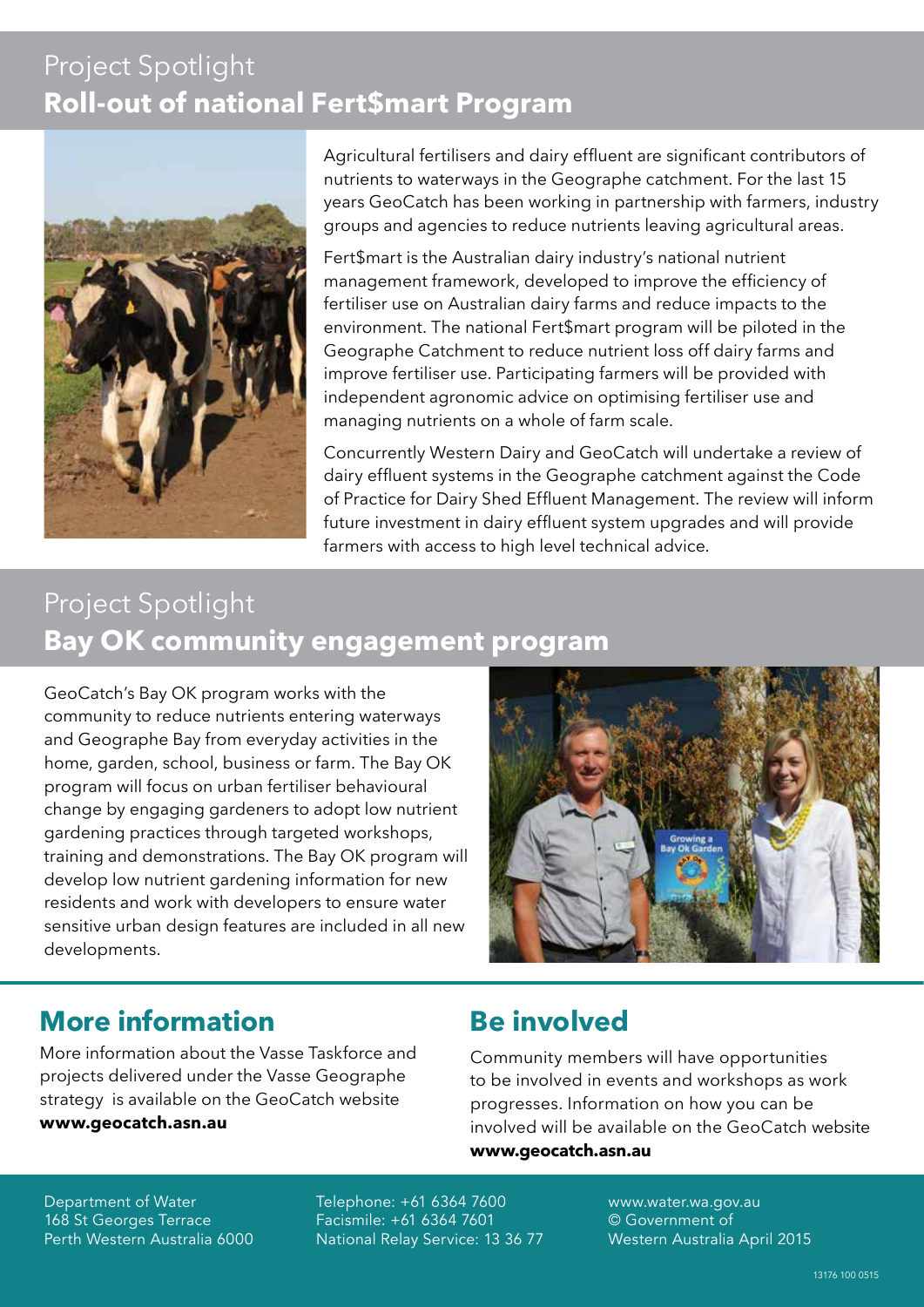## Project Spotlight
## Roll-out of national Fert$mart Program

Agricultural fertilisers and dairy effluent are significant contributors of nutrients to waterways in the Geographe catchment. For the last 15 years GeoCatch has been working in partnership with farmers, industry groups and agencies to reduce nutrients leaving agricultural areas.

Fert$mart is the Australian dairy industry's national nutrient management framework, developed to improve the efficiency of fertiliser use on Australian dairy farms and reduce impacts to the environment. The national Fert$mart program will be piloted in the Geographe Catchment to reduce nutrient loss off dairy farms and improve fertiliser use. Participating farmers will be provided with independent agronomic advice on optimising fertiliser use and managing nutrients on a whole of farm scale.

Concurrently Western Dairy and GeoCatch will undertake a review of dairy effluent systems in the Geographe catchment against the Code of Practice for Dairy Shed Effluent Management. The review will inform future investment in dairy effluent system upgrades and will provide farmers with access to high level technical advice.

## Project Spotlight
## Bay OK community engagement program

GeoCatch's Bay OK program works with the community to reduce nutrients entering waterways and Geographe Bay from everyday activities in the home, garden, school, business or farm. The Bay OK program will focus on urban fertiliser behavioural change by engaging gardeners to adopt low nutrient gardening practices through targeted workshops, training and demonstrations. The Bay OK program will develop low nutrient gardening information for new residents and work with developers to ensure water sensitive urban design features are included in all new developments.

## More information

More information about the Vasse Taskforce and projects delivered under the Vasse Geographe strategy is available on the GeoCatch website **www.geocatch.asn.au**

## Be involved

Community members will have opportunities to be involved in events and workshops as work progresses. Information on how you can be involved will be available on the GeoCatch website **www.geocatch.asn.au**

Department of Water
168 St Georges Terrace
Perth Western Australia 6000

Telephone: +61 6364 7600
Facisimile: +61 6364 7601
National Relay Service: 13 36 77

www.water.wa.gov.au
© Government of
Western Australia April 2015

13176 100 0515